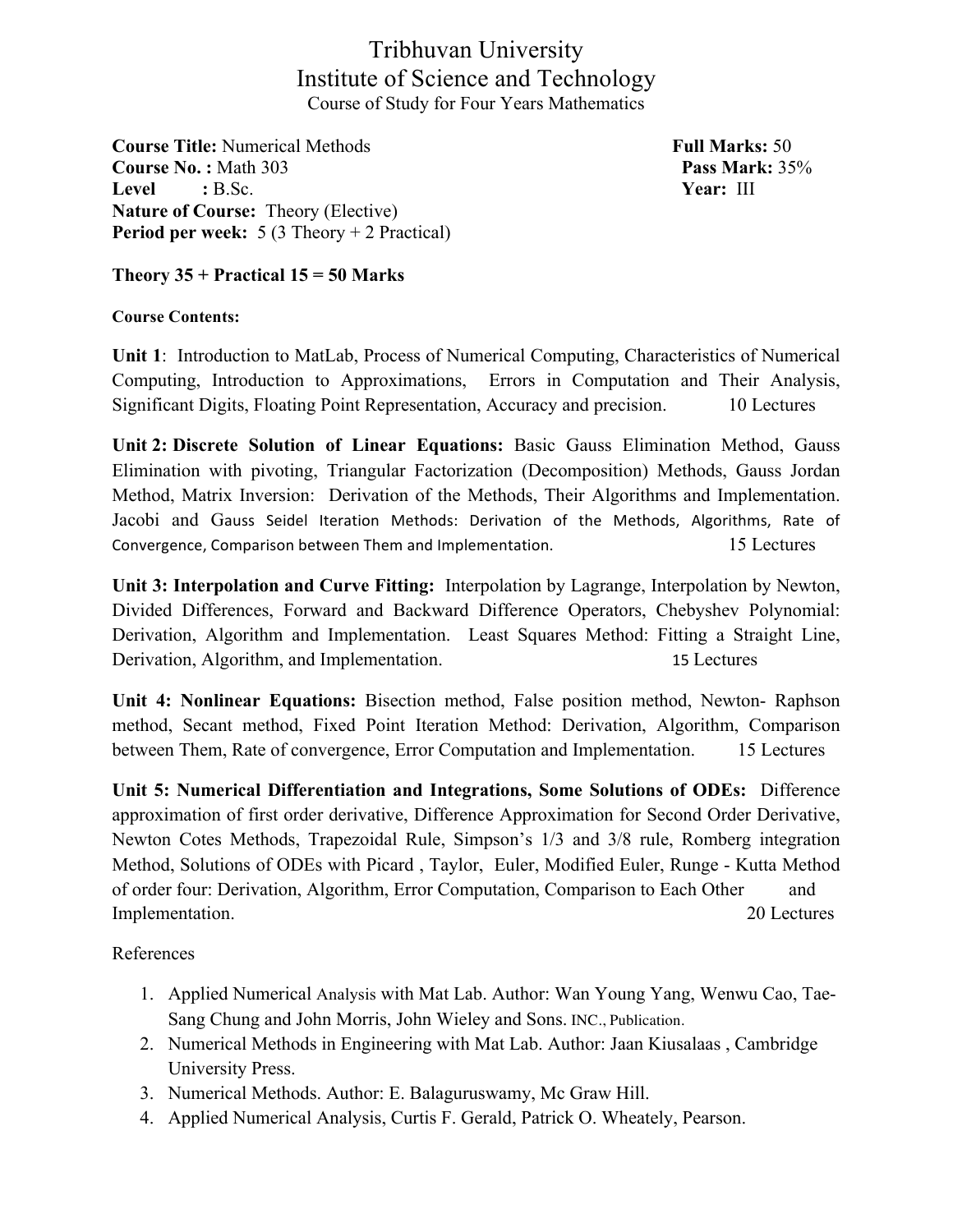# Tribhuvan University
## Institute of Science and Technology
### Course of Study for Four Years Mathematics

**Course Title:** Numerical Methods **Full Marks:** 50
**Course No. :** Math 303 **Pass Mark:** 35%
**Level :** B.Sc. **Year:** III
**Nature of Course:** Theory (Elective)
**Period per week:** 5 (3 Theory + 2 Practical)

**Theory 35 + Practical 15 = 50 Marks**

**Course Contents:**

**Unit 1**: Introduction to MatLab, Process of Numerical Computing, Characteristics of Numerical Computing, Introduction to Approximations, Errors in Computation and Their Analysis, Significant Digits, Floating Point Representation, Accuracy and precision. 10 Lectures

**Unit 2: Discrete Solution of Linear Equations:** Basic Gauss Elimination Method, Gauss Elimination with pivoting, Triangular Factorization (Decomposition) Methods, Gauss Jordan Method, Matrix Inversion: Derivation of the Methods, Their Algorithms and Implementation. Jacobi and Gauss Seidel Iteration Methods: Derivation of the Methods, Algorithms, Rate of Convergence, Comparison between Them and Implementation. 15 Lectures

**Unit 3: Interpolation and Curve Fitting:** Interpolation by Lagrange, Interpolation by Newton, Divided Differences, Forward and Backward Difference Operators, Chebyshev Polynomial: Derivation, Algorithm and Implementation. Least Squares Method: Fitting a Straight Line, Derivation, Algorithm, and Implementation. 15 Lectures

**Unit 4: Nonlinear Equations:** Bisection method, False position method, Newton- Raphson method, Secant method, Fixed Point Iteration Method: Derivation, Algorithm, Comparison between Them, Rate of convergence, Error Computation and Implementation. 15 Lectures

**Unit 5: Numerical Differentiation and Integrations, Some Solutions of ODEs:** Difference approximation of first order derivative, Difference Approximation for Second Order Derivative, Newton Cotes Methods, Trapezoidal Rule, Simpson's 1/3 and 3/8 rule, Romberg integration Method, Solutions of ODEs with Picard , Taylor, Euler, Modified Euler, Runge - Kutta Method of order four: Derivation, Algorithm, Error Computation, Comparison to Each Other and Implementation. 20 Lectures

References

1. Applied Numerical Analysis with Mat Lab. Author: Wan Young Yang, Wenwu Cao, Tae-Sang Chung and John Morris, John Wieley and Sons. INC., Publication.
2. Numerical Methods in Engineering with Mat Lab. Author: Jaan Kiusalaas , Cambridge University Press.
3. Numerical Methods. Author: E. Balaguruswamy, Mc Graw Hill.
4. Applied Numerical Analysis, Curtis F. Gerald, Patrick O. Wheately, Pearson.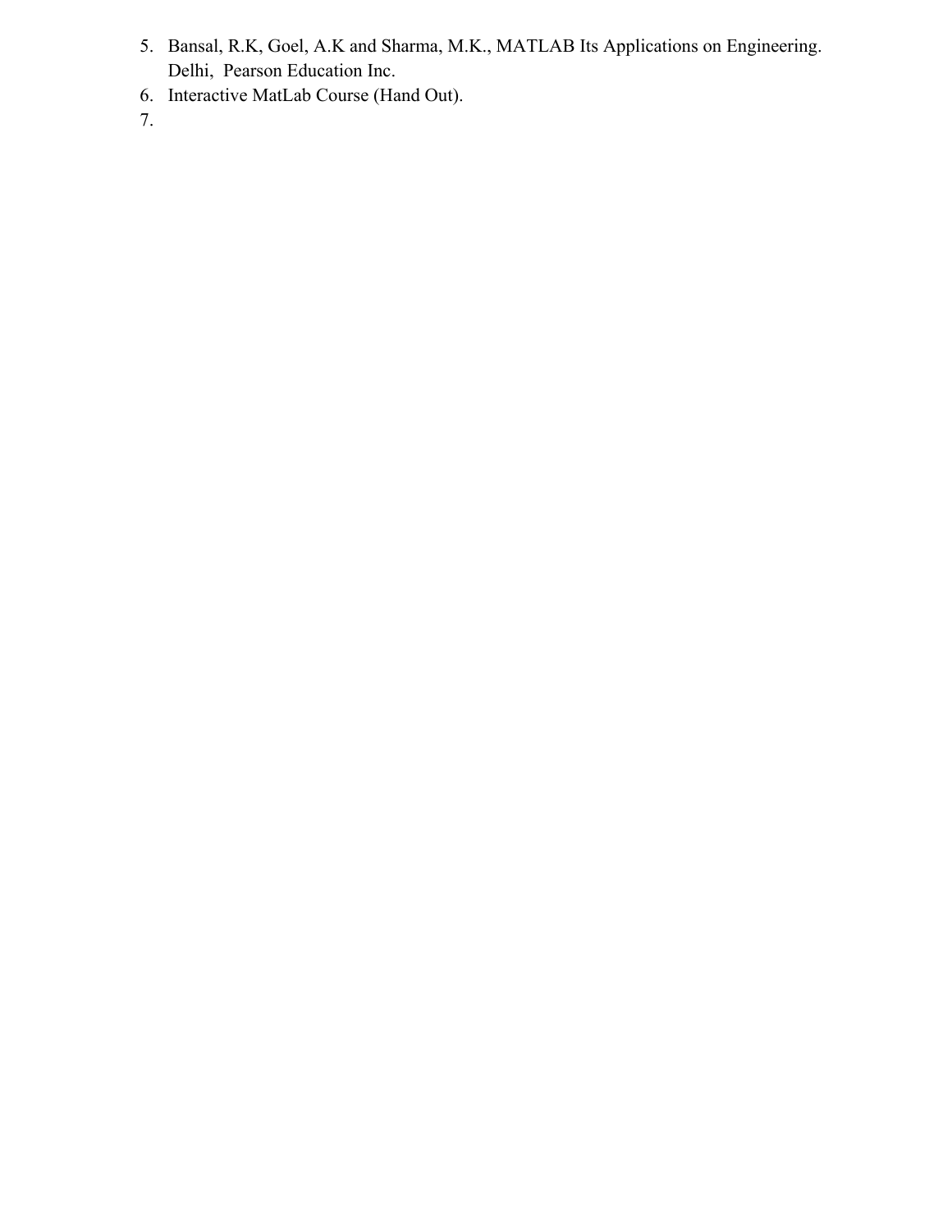5. Bansal, R.K, Goel, A.K and Sharma, M.K., MATLAB Its Applications on Engineering. Delhi, Pearson Education Inc.
6. Interactive MatLab Course (Hand Out).
7.